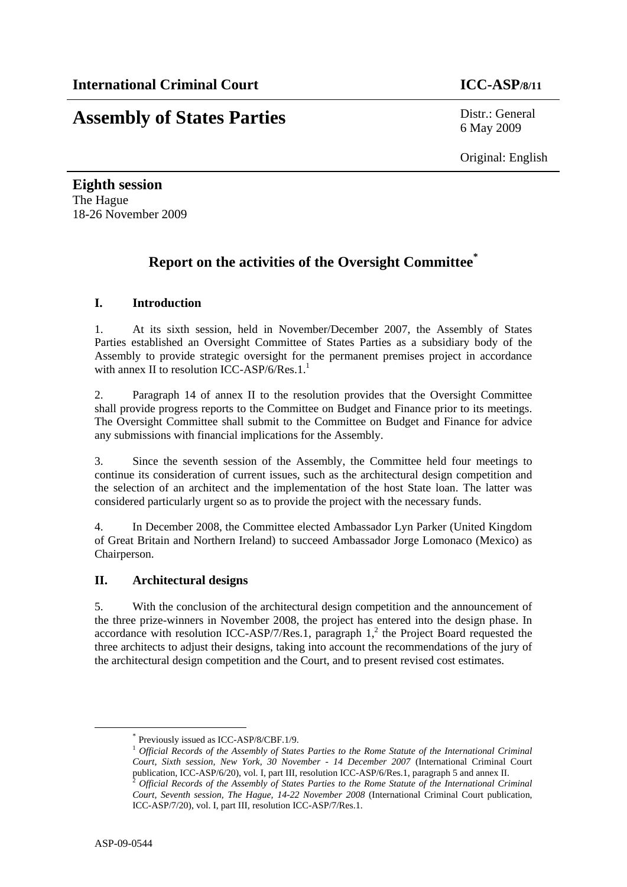**International Criminal Court** **ICC-ASP/8/11**

# Assembly of States Parties

Distr.: General
6 May 2009

Original: English

**Eighth session**
The Hague
18-26 November 2009

## Report on the activities of the Oversight Committee*

### I. Introduction

1. At its sixth session, held in November/December 2007, the Assembly of States Parties established an Oversight Committee of States Parties as a subsidiary body of the Assembly to provide strategic oversight for the permanent premises project in accordance with annex II to resolution ICC-ASP/6/Res.1.[1]

2. Paragraph 14 of annex II to the resolution provides that the Oversight Committee shall provide progress reports to the Committee on Budget and Finance prior to its meetings. The Oversight Committee shall submit to the Committee on Budget and Finance for advice any submissions with financial implications for the Assembly.

3. Since the seventh session of the Assembly, the Committee held four meetings to continue its consideration of current issues, such as the architectural design competition and the selection of an architect and the implementation of the host State loan. The latter was considered particularly urgent so as to provide the project with the necessary funds.

4. In December 2008, the Committee elected Ambassador Lyn Parker (United Kingdom of Great Britain and Northern Ireland) to succeed Ambassador Jorge Lomonaco (Mexico) as Chairperson.

### II. Architectural designs

5. With the conclusion of the architectural design competition and the announcement of the three prize-winners in November 2008, the project has entered into the design phase. In accordance with resolution ICC-ASP/7/Res.1, paragraph 1,[2] the Project Board requested the three architects to adjust their designs, taking into account the recommendations of the jury of the architectural design competition and the Court, and to present revised cost estimates.

---

\* Previously issued as ICC-ASP/8/CBF.1/9.

[1] *Official Records of the Assembly of States Parties to the Rome Statute of the International Criminal Court, Sixth session, New York, 30 November - 14 December 2007* (International Criminal Court publication, ICC-ASP/6/20), vol. I, part III, resolution ICC-ASP/6/Res.1, paragraph 5 and annex II.

[2] *Official Records of the Assembly of States Parties to the Rome Statute of the International Criminal Court, Seventh session, The Hague, 14-22 November 2008* (International Criminal Court publication, ICC-ASP/7/20), vol. I, part III, resolution ICC-ASP/7/Res.1.

ASP-09-0544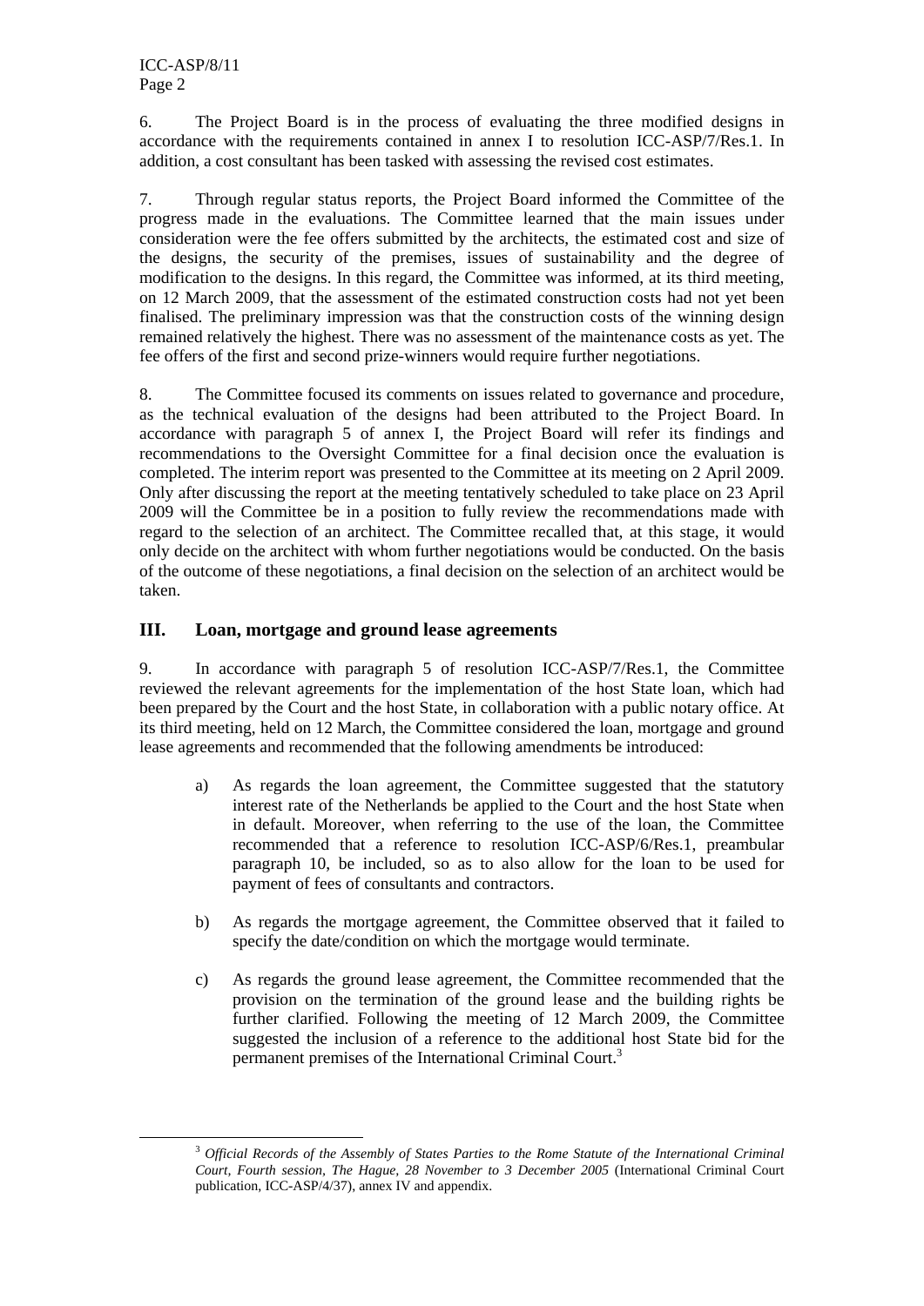6. The Project Board is in the process of evaluating the three modified designs in accordance with the requirements contained in annex I to resolution ICC-ASP/7/Res.1. In addition, a cost consultant has been tasked with assessing the revised cost estimates.

7. Through regular status reports, the Project Board informed the Committee of the progress made in the evaluations. The Committee learned that the main issues under consideration were the fee offers submitted by the architects, the estimated cost and size of the designs, the security of the premises, issues of sustainability and the degree of modification to the designs. In this regard, the Committee was informed, at its third meeting, on 12 March 2009, that the assessment of the estimated construction costs had not yet been finalised. The preliminary impression was that the construction costs of the winning design remained relatively the highest. There was no assessment of the maintenance costs as yet. The fee offers of the first and second prize-winners would require further negotiations.

8. The Committee focused its comments on issues related to governance and procedure, as the technical evaluation of the designs had been attributed to the Project Board. In accordance with paragraph 5 of annex I, the Project Board will refer its findings and recommendations to the Oversight Committee for a final decision once the evaluation is completed. The interim report was presented to the Committee at its meeting on 2 April 2009. Only after discussing the report at the meeting tentatively scheduled to take place on 23 April 2009 will the Committee be in a position to fully review the recommendations made with regard to the selection of an architect. The Committee recalled that, at this stage, it would only decide on the architect with whom further negotiations would be conducted. On the basis of the outcome of these negotiations, a final decision on the selection of an architect would be taken.

## III. Loan, mortgage and ground lease agreements

9. In accordance with paragraph 5 of resolution ICC-ASP/7/Res.1, the Committee reviewed the relevant agreements for the implementation of the host State loan, which had been prepared by the Court and the host State, in collaboration with a public notary office. At its third meeting, held on 12 March, the Committee considered the loan, mortgage and ground lease agreements and recommended that the following amendments be introduced:

a) As regards the loan agreement, the Committee suggested that the statutory interest rate of the Netherlands be applied to the Court and the host State when in default. Moreover, when referring to the use of the loan, the Committee recommended that a reference to resolution ICC-ASP/6/Res.1, preambular paragraph 10, be included, so as to also allow for the loan to be used for payment of fees of consultants and contractors.

b) As regards the mortgage agreement, the Committee observed that it failed to specify the date/condition on which the mortgage would terminate.

c) As regards the ground lease agreement, the Committee recommended that the provision on the termination of the ground lease and the building rights be further clarified. Following the meeting of 12 March 2009, the Committee suggested the inclusion of a reference to the additional host State bid for the permanent premises of the International Criminal Court.[3]

[3] *Official Records of the Assembly of States Parties to the Rome Statute of the International Criminal Court, Fourth session, The Hague, 28 November to 3 December 2005* (International Criminal Court publication, ICC-ASP/4/37), annex IV and appendix.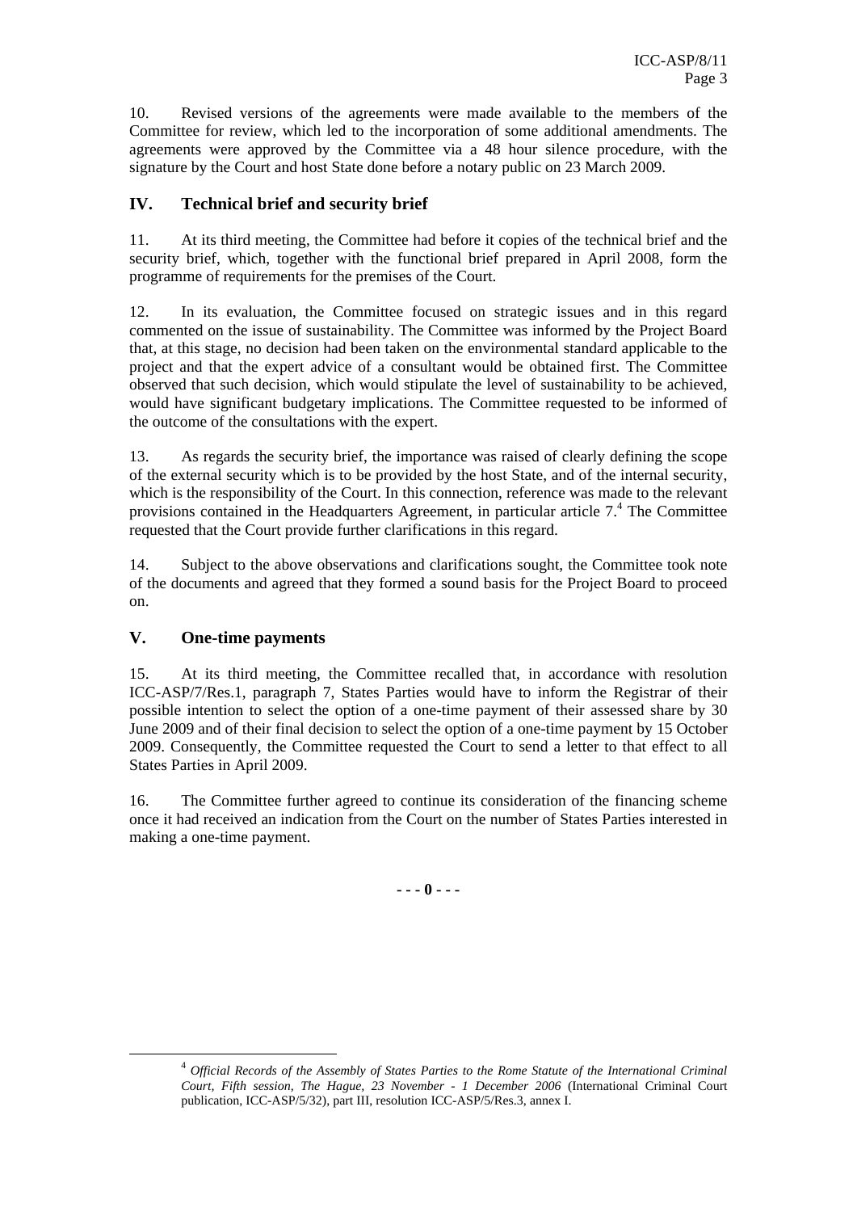10. Revised versions of the agreements were made available to the members of the Committee for review, which led to the incorporation of some additional amendments. The agreements were approved by the Committee via a 48 hour silence procedure, with the signature by the Court and host State done before a notary public on 23 March 2009.

## IV. Technical brief and security brief

11. At its third meeting, the Committee had before it copies of the technical brief and the security brief, which, together with the functional brief prepared in April 2008, form the programme of requirements for the premises of the Court.

12. In its evaluation, the Committee focused on strategic issues and in this regard commented on the issue of sustainability. The Committee was informed by the Project Board that, at this stage, no decision had been taken on the environmental standard applicable to the project and that the expert advice of a consultant would be obtained first. The Committee observed that such decision, which would stipulate the level of sustainability to be achieved, would have significant budgetary implications. The Committee requested to be informed of the outcome of the consultations with the expert.

13. As regards the security brief, the importance was raised of clearly defining the scope of the external security which is to be provided by the host State, and of the internal security, which is the responsibility of the Court. In this connection, reference was made to the relevant provisions contained in the Headquarters Agreement, in particular article 7.[4] The Committee requested that the Court provide further clarifications in this regard.

14. Subject to the above observations and clarifications sought, the Committee took note of the documents and agreed that they formed a sound basis for the Project Board to proceed on.

## V. One-time payments

15. At its third meeting, the Committee recalled that, in accordance with resolution ICC-ASP/7/Res.1, paragraph 7, States Parties would have to inform the Registrar of their possible intention to select the option of a one-time payment of their assessed share by 30 June 2009 and of their final decision to select the option of a one-time payment by 15 October 2009. Consequently, the Committee requested the Court to send a letter to that effect to all States Parties in April 2009.

16. The Committee further agreed to continue its consideration of the financing scheme once it had received an indication from the Court on the number of States Parties interested in making a one-time payment.

**- - - 0 - - -**

[4] *Official Records of the Assembly of States Parties to the Rome Statute of the International Criminal Court, Fifth session, The Hague, 23 November - 1 December 2006* (International Criminal Court publication, ICC-ASP/5/32), part III, resolution ICC-ASP/5/Res.3, annex I.